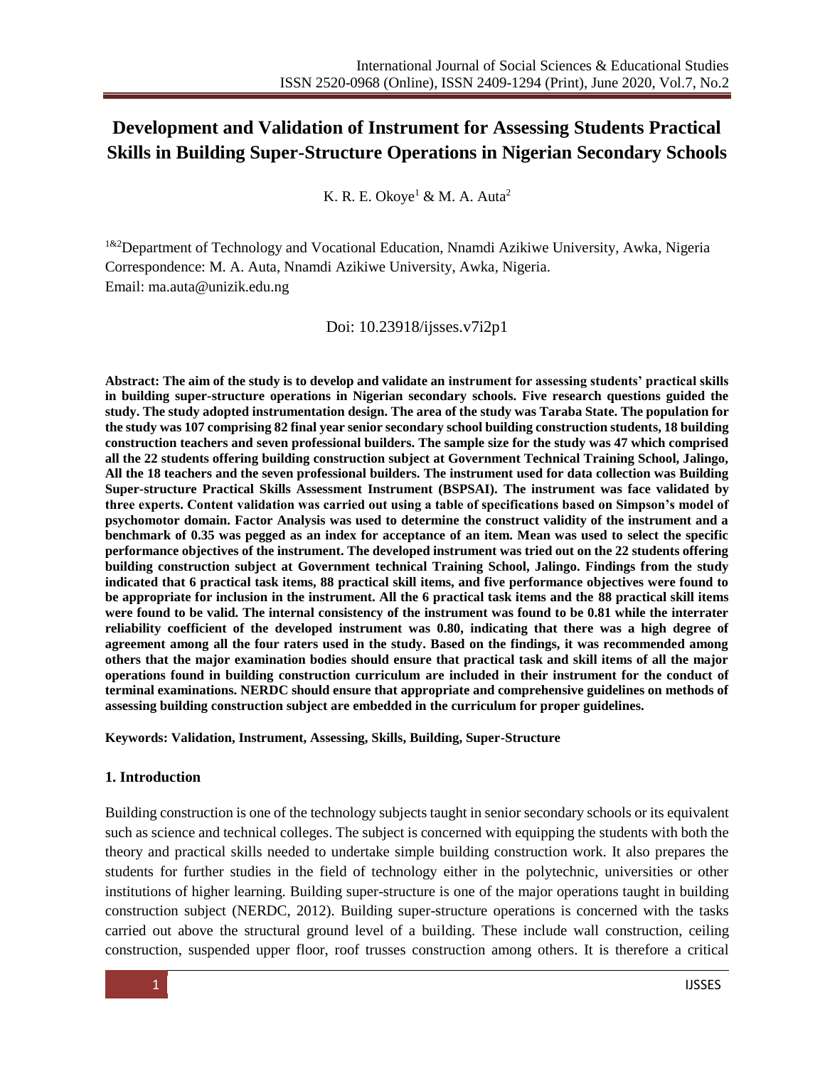# Development and Validation of Instrument for Assessing Students Practical Skills in Building Super-Structure Operations in Nigerian Secondary Schools

K. R. E. Okoye[1] & M. A. Auta[2]

[1&2]Department of Technology and Vocational Education, Nnamdi Azikiwe University, Awka, Nigeria
Correspondence: M. A. Auta, Nnamdi Azikiwe University, Awka, Nigeria.
Email: ma.auta@unizik.edu.ng

Doi: 10.23918/ijsses.v7i2p1

**Abstract: The aim of the study is to develop and validate an instrument for assessing students' practical skills in building super-structure operations in Nigerian secondary schools. Five research questions guided the study. The study adopted instrumentation design. The area of the study was Taraba State. The population for the study was 107 comprising 82 final year senior secondary school building construction students, 18 building construction teachers and seven professional builders. The sample size for the study was 47 which comprised all the 22 students offering building construction subject at Government Technical Training School, Jalingo, All the 18 teachers and the seven professional builders. The instrument used for data collection was Building Super-structure Practical Skills Assessment Instrument (BSPSAI). The instrument was face validated by three experts. Content validation was carried out using a table of specifications based on Simpson's model of psychomotor domain. Factor Analysis was used to determine the construct validity of the instrument and a benchmark of 0.35 was pegged as an index for acceptance of an item. Mean was used to select the specific performance objectives of the instrument. The developed instrument was tried out on the 22 students offering building construction subject at Government technical Training School, Jalingo. Findings from the study indicated that 6 practical task items, 88 practical skill items, and five performance objectives were found to be appropriate for inclusion in the instrument. All the 6 practical task items and the 88 practical skill items were found to be valid. The internal consistency of the instrument was found to be 0.81 while the interrater reliability coefficient of the developed instrument was 0.80, indicating that there was a high degree of agreement among all the four raters used in the study. Based on the findings, it was recommended among others that the major examination bodies should ensure that practical task and skill items of all the major operations found in building construction curriculum are included in their instrument for the conduct of terminal examinations. NERDC should ensure that appropriate and comprehensive guidelines on methods of assessing building construction subject are embedded in the curriculum for proper guidelines.**

**Keywords: Validation, Instrument, Assessing, Skills, Building, Super-Structure**

## 1. Introduction

Building construction is one of the technology subjects taught in senior secondary schools or its equivalent such as science and technical colleges. The subject is concerned with equipping the students with both the theory and practical skills needed to undertake simple building construction work. It also prepares the students for further studies in the field of technology either in the polytechnic, universities or other institutions of higher learning. Building super-structure is one of the major operations taught in building construction subject (NERDC, 2012). Building super-structure operations is concerned with the tasks carried out above the structural ground level of a building. These include wall construction, ceiling construction, suspended upper floor, roof trusses construction among others. It is therefore a critical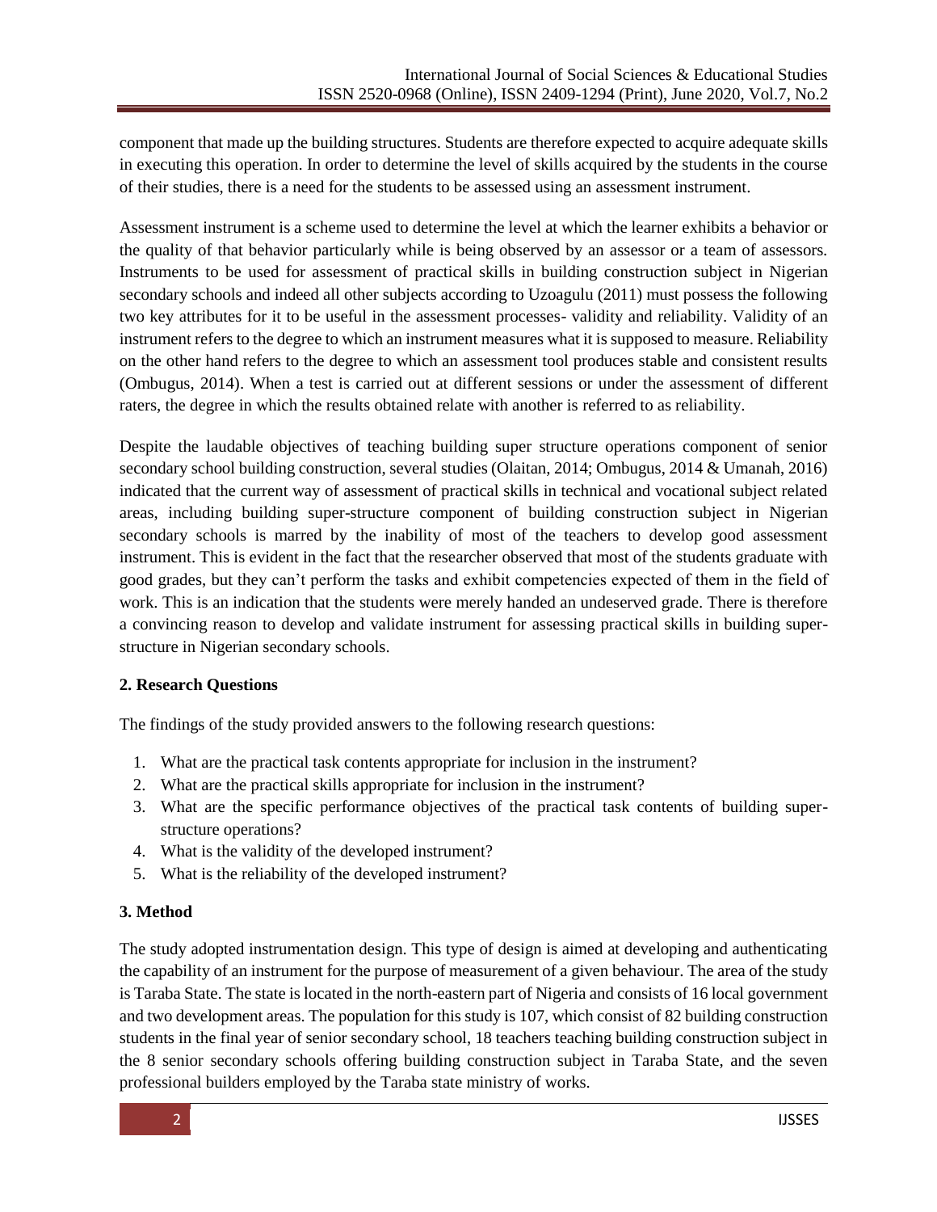component that made up the building structures. Students are therefore expected to acquire adequate skills in executing this operation. In order to determine the level of skills acquired by the students in the course of their studies, there is a need for the students to be assessed using an assessment instrument.

Assessment instrument is a scheme used to determine the level at which the learner exhibits a behavior or the quality of that behavior particularly while is being observed by an assessor or a team of assessors. Instruments to be used for assessment of practical skills in building construction subject in Nigerian secondary schools and indeed all other subjects according to Uzoagulu (2011) must possess the following two key attributes for it to be useful in the assessment processes- validity and reliability. Validity of an instrument refers to the degree to which an instrument measures what it is supposed to measure. Reliability on the other hand refers to the degree to which an assessment tool produces stable and consistent results (Ombugus, 2014). When a test is carried out at different sessions or under the assessment of different raters, the degree in which the results obtained relate with another is referred to as reliability.

Despite the laudable objectives of teaching building super structure operations component of senior secondary school building construction, several studies (Olaitan, 2014; Ombugus, 2014 & Umanah, 2016) indicated that the current way of assessment of practical skills in technical and vocational subject related areas, including building super-structure component of building construction subject in Nigerian secondary schools is marred by the inability of most of the teachers to develop good assessment instrument. This is evident in the fact that the researcher observed that most of the students graduate with good grades, but they can't perform the tasks and exhibit competencies expected of them in the field of work. This is an indication that the students were merely handed an undeserved grade. There is therefore a convincing reason to develop and validate instrument for assessing practical skills in building super-structure in Nigerian secondary schools.

## 2. Research Questions

The findings of the study provided answers to the following research questions:

1. What are the practical task contents appropriate for inclusion in the instrument?
2. What are the practical skills appropriate for inclusion in the instrument?
3. What are the specific performance objectives of the practical task contents of building super-structure operations?
4. What is the validity of the developed instrument?
5. What is the reliability of the developed instrument?

## 3. Method

The study adopted instrumentation design. This type of design is aimed at developing and authenticating the capability of an instrument for the purpose of measurement of a given behaviour. The area of the study is Taraba State. The state is located in the north-eastern part of Nigeria and consists of 16 local government and two development areas. The population for this study is 107, which consist of 82 building construction students in the final year of senior secondary school, 18 teachers teaching building construction subject in the 8 senior secondary schools offering building construction subject in Taraba State, and the seven professional builders employed by the Taraba state ministry of works.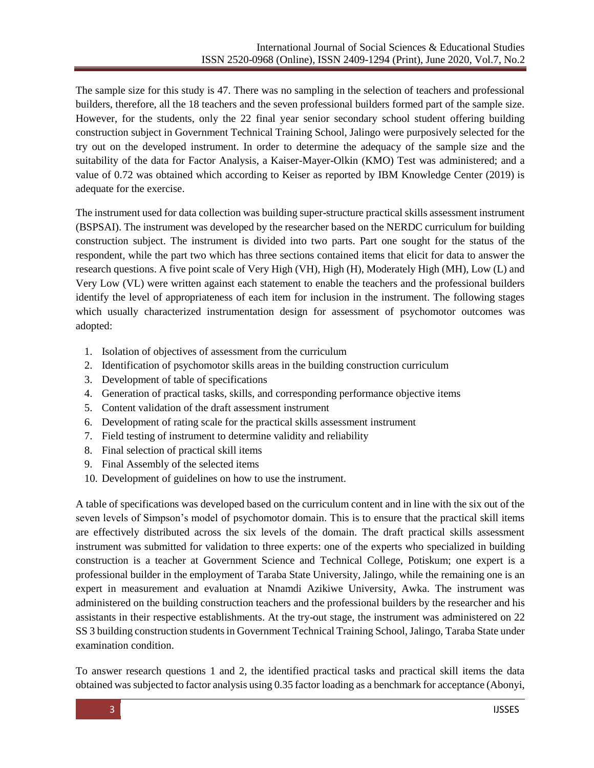The sample size for this study is 47. There was no sampling in the selection of teachers and professional builders, therefore, all the 18 teachers and the seven professional builders formed part of the sample size. However, for the students, only the 22 final year senior secondary school student offering building construction subject in Government Technical Training School, Jalingo were purposively selected for the try out on the developed instrument. In order to determine the adequacy of the sample size and the suitability of the data for Factor Analysis, a Kaiser-Mayer-Olkin (KMO) Test was administered; and a value of 0.72 was obtained which according to Keiser as reported by IBM Knowledge Center (2019) is adequate for the exercise.

The instrument used for data collection was building super-structure practical skills assessment instrument (BSPSAI). The instrument was developed by the researcher based on the NERDC curriculum for building construction subject. The instrument is divided into two parts. Part one sought for the status of the respondent, while the part two which has three sections contained items that elicit for data to answer the research questions. A five point scale of Very High (VH), High (H), Moderately High (MH), Low (L) and Very Low (VL) were written against each statement to enable the teachers and the professional builders identify the level of appropriateness of each item for inclusion in the instrument. The following stages which usually characterized instrumentation design for assessment of psychomotor outcomes was adopted:

1. Isolation of objectives of assessment from the curriculum
2. Identification of psychomotor skills areas in the building construction curriculum
3. Development of table of specifications
4. Generation of practical tasks, skills, and corresponding performance objective items
5. Content validation of the draft assessment instrument
6. Development of rating scale for the practical skills assessment instrument
7. Field testing of instrument to determine validity and reliability
8. Final selection of practical skill items
9. Final Assembly of the selected items
10. Development of guidelines on how to use the instrument.

A table of specifications was developed based on the curriculum content and in line with the six out of the seven levels of Simpson's model of psychomotor domain. This is to ensure that the practical skill items are effectively distributed across the six levels of the domain. The draft practical skills assessment instrument was submitted for validation to three experts: one of the experts who specialized in building construction is a teacher at Government Science and Technical College, Potiskum; one expert is a professional builder in the employment of Taraba State University, Jalingo, while the remaining one is an expert in measurement and evaluation at Nnamdi Azikiwe University, Awka. The instrument was administered on the building construction teachers and the professional builders by the researcher and his assistants in their respective establishments. At the try-out stage, the instrument was administered on 22 SS 3 building construction students in Government Technical Training School, Jalingo, Taraba State under examination condition.

To answer research questions 1 and 2, the identified practical tasks and practical skill items the data obtained was subjected to factor analysis using 0.35 factor loading as a benchmark for acceptance (Abonyi,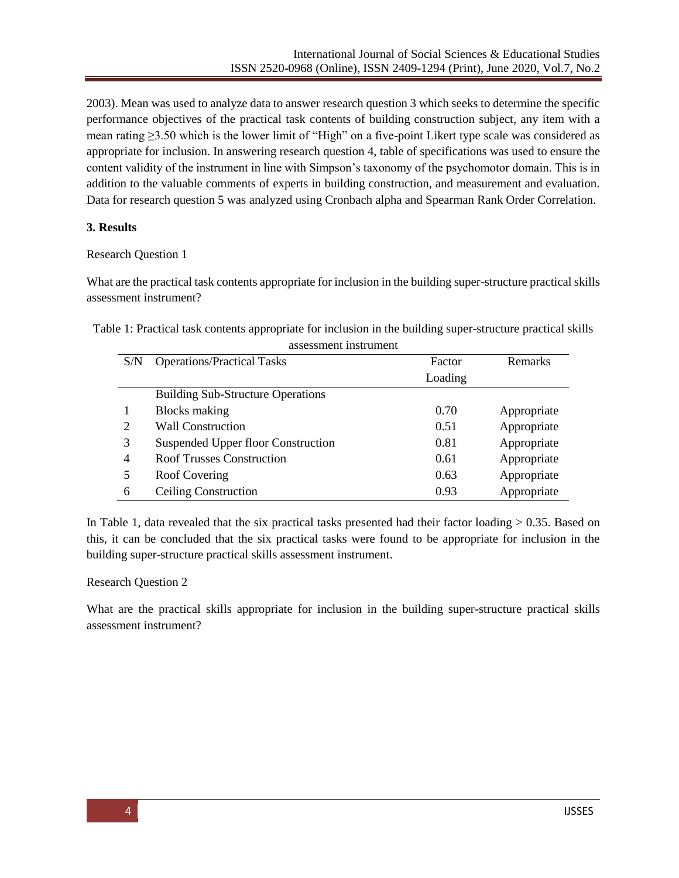2003). Mean was used to analyze data to answer research question 3 which seeks to determine the specific performance objectives of the practical task contents of building construction subject, any item with a mean rating ≥3.50 which is the lower limit of "High" on a five-point Likert type scale was considered as appropriate for inclusion. In answering research question 4, table of specifications was used to ensure the content validity of the instrument in line with Simpson's taxonomy of the psychomotor domain. This is in addition to the valuable comments of experts in building construction, and measurement and evaluation. Data for research question 5 was analyzed using Cronbach alpha and Spearman Rank Order Correlation.

## 3. Results

Research Question 1

What are the practical task contents appropriate for inclusion in the building super-structure practical skills assessment instrument?

Table 1: Practical task contents appropriate for inclusion in the building super-structure practical skills assessment instrument

| S/N | Operations/Practical Tasks | Factor Loading | Remarks |
|---|---|---|---|
| | Building Sub-Structure Operations | | |
| 1 | Blocks making | 0.70 | Appropriate |
| 2 | Wall Construction | 0.51 | Appropriate |
| 3 | Suspended Upper floor Construction | 0.81 | Appropriate |
| 4 | Roof Trusses Construction | 0.61 | Appropriate |
| 5 | Roof Covering | 0.63 | Appropriate |
| 6 | Ceiling Construction | 0.93 | Appropriate |

In Table 1, data revealed that the six practical tasks presented had their factor loading > 0.35. Based on this, it can be concluded that the six practical tasks were found to be appropriate for inclusion in the building super-structure practical skills assessment instrument.

Research Question 2

What are the practical skills appropriate for inclusion in the building super-structure practical skills assessment instrument?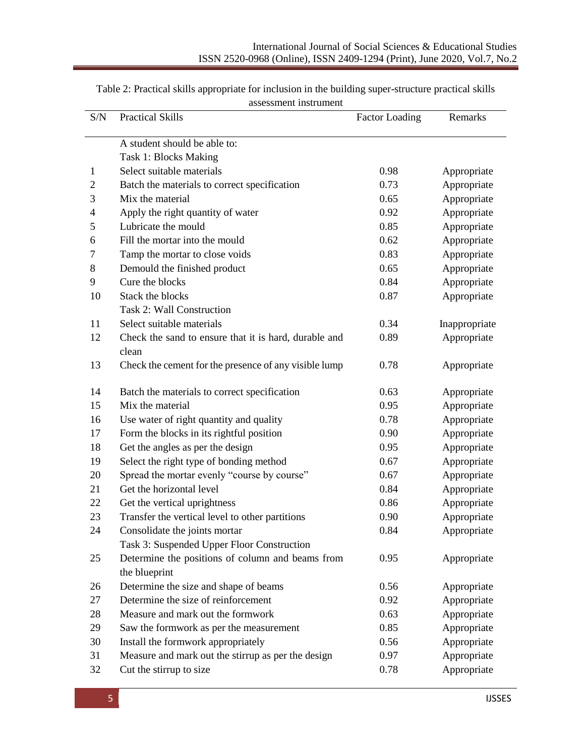Table 2: Practical skills appropriate for inclusion in the building super-structure practical skills assessment instrument

| S/N | Practical Skills | Factor Loading | Remarks |
|---|---|---|---|
| | A student should be able to: | | |
| | Task 1: Blocks Making | | |
| 1 | Select suitable materials | 0.98 | Appropriate |
| 2 | Batch the materials to correct specification | 0.73 | Appropriate |
| 3 | Mix the material | 0.65 | Appropriate |
| 4 | Apply the right quantity of water | 0.92 | Appropriate |
| 5 | Lubricate the mould | 0.85 | Appropriate |
| 6 | Fill the mortar into the mould | 0.62 | Appropriate |
| 7 | Tamp the mortar to close voids | 0.83 | Appropriate |
| 8 | Demould the finished product | 0.65 | Appropriate |
| 9 | Cure the blocks | 0.84 | Appropriate |
| 10 | Stack the blocks | 0.87 | Appropriate |
| | Task 2: Wall Construction | | |
| 11 | Select suitable materials | 0.34 | Inappropriate |
| 12 | Check the sand to ensure that it is hard, durable and clean | 0.89 | Appropriate |
| 13 | Check the cement for the presence of any visible lump | 0.78 | Appropriate |
| 14 | Batch the materials to correct specification | 0.63 | Appropriate |
| 15 | Mix the material | 0.95 | Appropriate |
| 16 | Use water of right quantity and quality | 0.78 | Appropriate |
| 17 | Form the blocks in its rightful position | 0.90 | Appropriate |
| 18 | Get the angles as per the design | 0.95 | Appropriate |
| 19 | Select the right type of bonding method | 0.67 | Appropriate |
| 20 | Spread the mortar evenly "course by course" | 0.67 | Appropriate |
| 21 | Get the horizontal level | 0.84 | Appropriate |
| 22 | Get the vertical uprightness | 0.86 | Appropriate |
| 23 | Transfer the vertical level to other partitions | 0.90 | Appropriate |
| 24 | Consolidate the joints mortar | 0.84 | Appropriate |
| | Task 3: Suspended Upper Floor Construction | | |
| 25 | Determine the positions of column and beams from the blueprint | 0.95 | Appropriate |
| 26 | Determine the size and shape of beams | 0.56 | Appropriate |
| 27 | Determine the size of reinforcement | 0.92 | Appropriate |
| 28 | Measure and mark out the formwork | 0.63 | Appropriate |
| 29 | Saw the formwork as per the measurement | 0.85 | Appropriate |
| 30 | Install the formwork appropriately | 0.56 | Appropriate |
| 31 | Measure and mark out the stirrup as per the design | 0.97 | Appropriate |
| 32 | Cut the stirrup to size | 0.78 | Appropriate |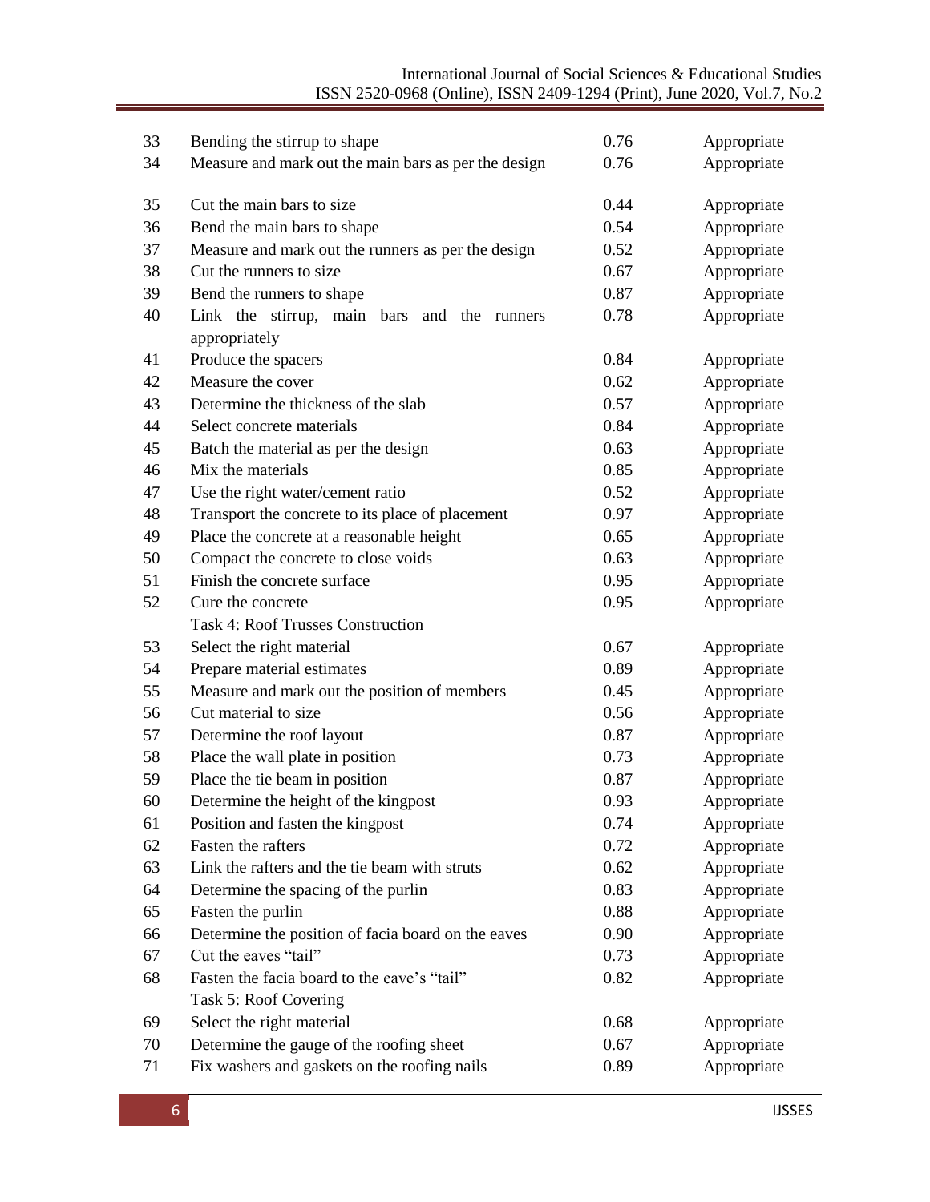| | | | |
|---|---|---|---|
| 33 | Bending the stirrup to shape | 0.76 | Appropriate |
| 34 | Measure and mark out the main bars as per the design | 0.76 | Appropriate |
| 35 | Cut the main bars to size | 0.44 | Appropriate |
| 36 | Bend the main bars to shape | 0.54 | Appropriate |
| 37 | Measure and mark out the runners as per the design | 0.52 | Appropriate |
| 38 | Cut the runners to size | 0.67 | Appropriate |
| 39 | Bend the runners to shape | 0.87 | Appropriate |
| 40 | Link the stirrup, main bars and the runners appropriately | 0.78 | Appropriate |
| 41 | Produce the spacers | 0.84 | Appropriate |
| 42 | Measure the cover | 0.62 | Appropriate |
| 43 | Determine the thickness of the slab | 0.57 | Appropriate |
| 44 | Select concrete materials | 0.84 | Appropriate |
| 45 | Batch the material as per the design | 0.63 | Appropriate |
| 46 | Mix the materials | 0.85 | Appropriate |
| 47 | Use the right water/cement ratio | 0.52 | Appropriate |
| 48 | Transport the concrete to its place of placement | 0.97 | Appropriate |
| 49 | Place the concrete at a reasonable height | 0.65 | Appropriate |
| 50 | Compact the concrete to close voids | 0.63 | Appropriate |
| 51 | Finish the concrete surface | 0.95 | Appropriate |
| 52 | Cure the concrete | 0.95 | Appropriate |
| | Task 4: Roof Trusses Construction | | |
| 53 | Select the right material | 0.67 | Appropriate |
| 54 | Prepare material estimates | 0.89 | Appropriate |
| 55 | Measure and mark out the position of members | 0.45 | Appropriate |
| 56 | Cut material to size | 0.56 | Appropriate |
| 57 | Determine the roof layout | 0.87 | Appropriate |
| 58 | Place the wall plate in position | 0.73 | Appropriate |
| 59 | Place the tie beam in position | 0.87 | Appropriate |
| 60 | Determine the height of the kingpost | 0.93 | Appropriate |
| 61 | Position and fasten the kingpost | 0.74 | Appropriate |
| 62 | Fasten the rafters | 0.72 | Appropriate |
| 63 | Link the rafters and the tie beam with struts | 0.62 | Appropriate |
| 64 | Determine the spacing of the purlin | 0.83 | Appropriate |
| 65 | Fasten the purlin | 0.88 | Appropriate |
| 66 | Determine the position of facia board on the eaves | 0.90 | Appropriate |
| 67 | Cut the eaves “tail” | 0.73 | Appropriate |
| 68 | Fasten the facia board to the eave’s “tail” | 0.82 | Appropriate |
| | Task 5: Roof Covering | | |
| 69 | Select the right material | 0.68 | Appropriate |
| 70 | Determine the gauge of the roofing sheet | 0.67 | Appropriate |
| 71 | Fix washers and gaskets on the roofing nails | 0.89 | Appropriate |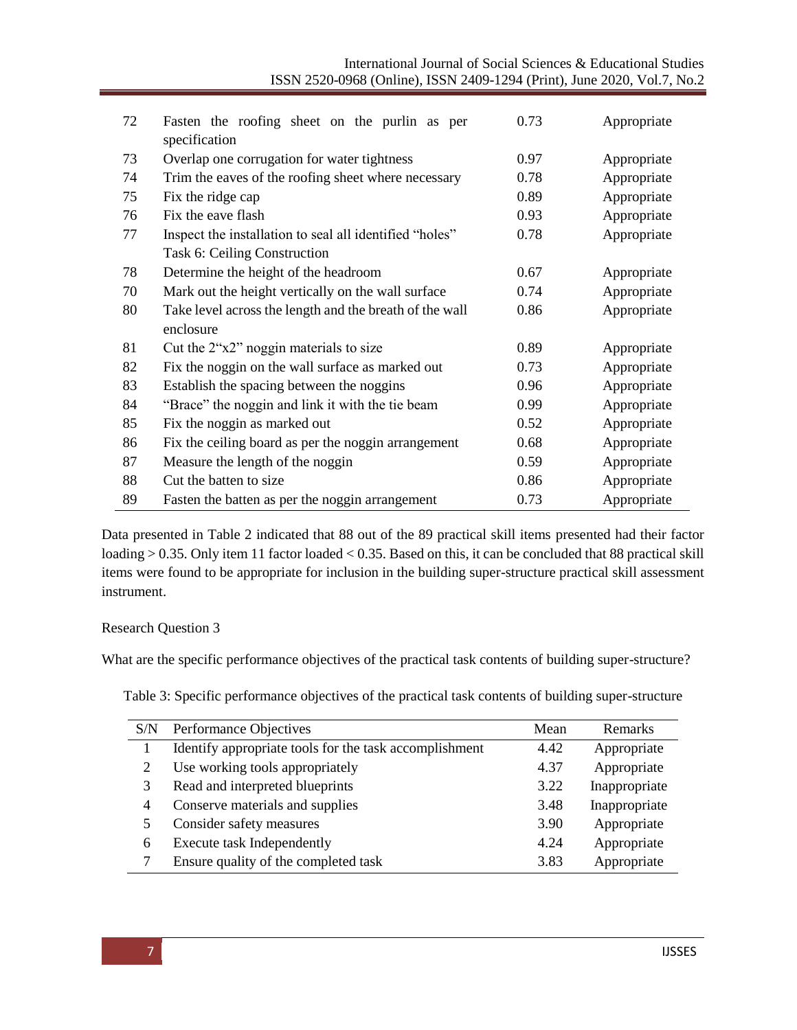| | | | |
|---|---|---|---|
| 72 | Fasten the roofing sheet on the purlin as per specification | 0.73 | Appropriate |
| 73 | Overlap one corrugation for water tightness | 0.97 | Appropriate |
| 74 | Trim the eaves of the roofing sheet where necessary | 0.78 | Appropriate |
| 75 | Fix the ridge cap | 0.89 | Appropriate |
| 76 | Fix the eave flash | 0.93 | Appropriate |
| 77 | Inspect the installation to seal all identified "holes" | 0.78 | Appropriate |
| | Task 6: Ceiling Construction | | |
| 78 | Determine the height of the headroom | 0.67 | Appropriate |
| 70 | Mark out the height vertically on the wall surface | 0.74 | Appropriate |
| 80 | Take level across the length and the breath of the wall enclosure | 0.86 | Appropriate |
| 81 | Cut the 2"x2" noggin materials to size | 0.89 | Appropriate |
| 82 | Fix the noggin on the wall surface as marked out | 0.73 | Appropriate |
| 83 | Establish the spacing between the noggins | 0.96 | Appropriate |
| 84 | "Brace" the noggin and link it with the tie beam | 0.99 | Appropriate |
| 85 | Fix the noggin as marked out | 0.52 | Appropriate |
| 86 | Fix the ceiling board as per the noggin arrangement | 0.68 | Appropriate |
| 87 | Measure the length of the noggin | 0.59 | Appropriate |
| 88 | Cut the batten to size | 0.86 | Appropriate |
| 89 | Fasten the batten as per the noggin arrangement | 0.73 | Appropriate |

Data presented in Table 2 indicated that 88 out of the 89 practical skill items presented had their factor loading > 0.35. Only item 11 factor loaded < 0.35. Based on this, it can be concluded that 88 practical skill items were found to be appropriate for inclusion in the building super-structure practical skill assessment instrument.

Research Question 3

What are the specific performance objectives of the practical task contents of building super-structure?

Table 3: Specific performance objectives of the practical task contents of building super-structure

| S/N | Performance Objectives | Mean | Remarks |
|---|---|---|---|
| 1 | Identify appropriate tools for the task accomplishment | 4.42 | Appropriate |
| 2 | Use working tools appropriately | 4.37 | Appropriate |
| 3 | Read and interpreted blueprints | 3.22 | Inappropriate |
| 4 | Conserve materials and supplies | 3.48 | Inappropriate |
| 5 | Consider safety measures | 3.90 | Appropriate |
| 6 | Execute task Independently | 4.24 | Appropriate |
| 7 | Ensure quality of the completed task | 3.83 | Appropriate |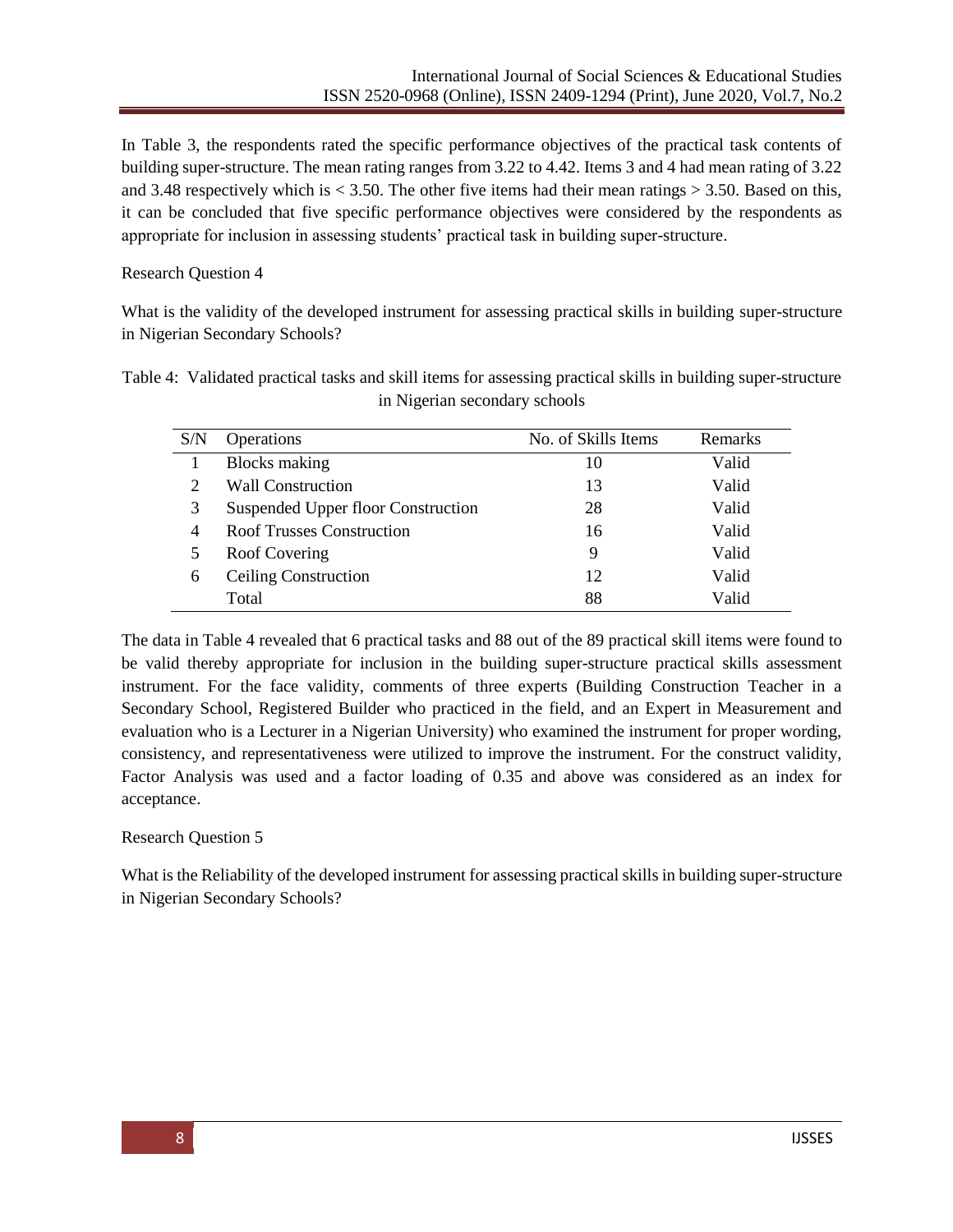In Table 3, the respondents rated the specific performance objectives of the practical task contents of building super-structure. The mean rating ranges from 3.22 to 4.42. Items 3 and 4 had mean rating of 3.22 and 3.48 respectively which is < 3.50. The other five items had their mean ratings > 3.50. Based on this, it can be concluded that five specific performance objectives were considered by the respondents as appropriate for inclusion in assessing students' practical task in building super-structure.

Research Question 4

What is the validity of the developed instrument for assessing practical skills in building super-structure in Nigerian Secondary Schools?

Table 4: Validated practical tasks and skill items for assessing practical skills in building super-structure in Nigerian secondary schools

| S/N | Operations | No. of Skills Items | Remarks |
|---|---|---|---|
| 1 | Blocks making | 10 | Valid |
| 2 | Wall Construction | 13 | Valid |
| 3 | Suspended Upper floor Construction | 28 | Valid |
| 4 | Roof Trusses Construction | 16 | Valid |
| 5 | Roof Covering | 9 | Valid |
| 6 | Ceiling Construction | 12 | Valid |
| | Total | 88 | Valid |

The data in Table 4 revealed that 6 practical tasks and 88 out of the 89 practical skill items were found to be valid thereby appropriate for inclusion in the building super-structure practical skills assessment instrument. For the face validity, comments of three experts (Building Construction Teacher in a Secondary School, Registered Builder who practiced in the field, and an Expert in Measurement and evaluation who is a Lecturer in a Nigerian University) who examined the instrument for proper wording, consistency, and representativeness were utilized to improve the instrument. For the construct validity, Factor Analysis was used and a factor loading of 0.35 and above was considered as an index for acceptance.

Research Question 5

What is the Reliability of the developed instrument for assessing practical skills in building super-structure in Nigerian Secondary Schools?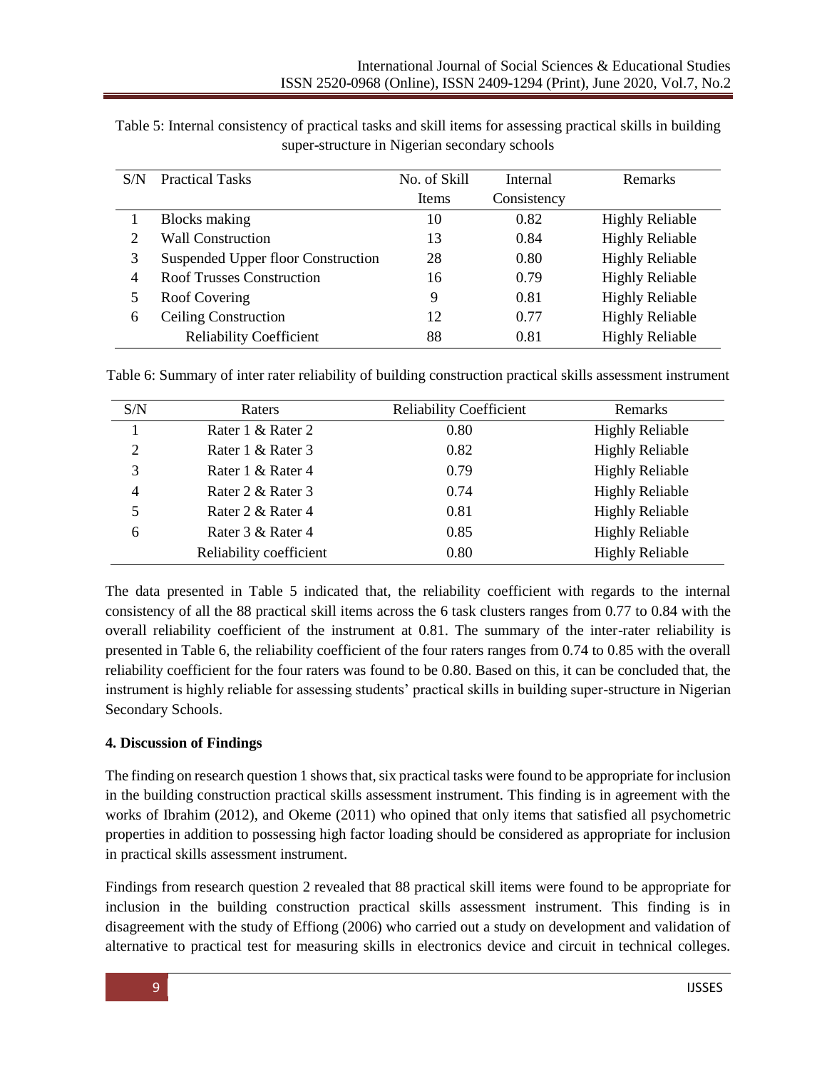Table 5: Internal consistency of practical tasks and skill items for assessing practical skills in building super-structure in Nigerian secondary schools

| S/N | Practical Tasks | No. of Skill Items | Internal Consistency | Remarks |
|---|---|---|---|---|
| 1 | Blocks making | 10 | 0.82 | Highly Reliable |
| 2 | Wall Construction | 13 | 0.84 | Highly Reliable |
| 3 | Suspended Upper floor Construction | 28 | 0.80 | Highly Reliable |
| 4 | Roof Trusses Construction | 16 | 0.79 | Highly Reliable |
| 5 | Roof Covering | 9 | 0.81 | Highly Reliable |
| 6 | Ceiling Construction | 12 | 0.77 | Highly Reliable |
| | Reliability Coefficient | 88 | 0.81 | Highly Reliable |

Table 6: Summary of inter rater reliability of building construction practical skills assessment instrument

| S/N | Raters | Reliability Coefficient | Remarks |
|---|---|---|---|
| 1 | Rater 1 & Rater 2 | 0.80 | Highly Reliable |
| 2 | Rater 1 & Rater 3 | 0.82 | Highly Reliable |
| 3 | Rater 1 & Rater 4 | 0.79 | Highly Reliable |
| 4 | Rater 2 & Rater 3 | 0.74 | Highly Reliable |
| 5 | Rater 2 & Rater 4 | 0.81 | Highly Reliable |
| 6 | Rater 3 & Rater 4 | 0.85 | Highly Reliable |
| | Reliability coefficient | 0.80 | Highly Reliable |

The data presented in Table 5 indicated that, the reliability coefficient with regards to the internal consistency of all the 88 practical skill items across the 6 task clusters ranges from 0.77 to 0.84 with the overall reliability coefficient of the instrument at 0.81. The summary of the inter-rater reliability is presented in Table 6, the reliability coefficient of the four raters ranges from 0.74 to 0.85 with the overall reliability coefficient for the four raters was found to be 0.80. Based on this, it can be concluded that, the instrument is highly reliable for assessing students' practical skills in building super-structure in Nigerian Secondary Schools.

## 4. Discussion of Findings

The finding on research question 1 shows that, six practical tasks were found to be appropriate for inclusion in the building construction practical skills assessment instrument. This finding is in agreement with the works of Ibrahim (2012), and Okeme (2011) who opined that only items that satisfied all psychometric properties in addition to possessing high factor loading should be considered as appropriate for inclusion in practical skills assessment instrument.

Findings from research question 2 revealed that 88 practical skill items were found to be appropriate for inclusion in the building construction practical skills assessment instrument. This finding is in disagreement with the study of Effiong (2006) who carried out a study on development and validation of alternative to practical test for measuring skills in electronics device and circuit in technical colleges.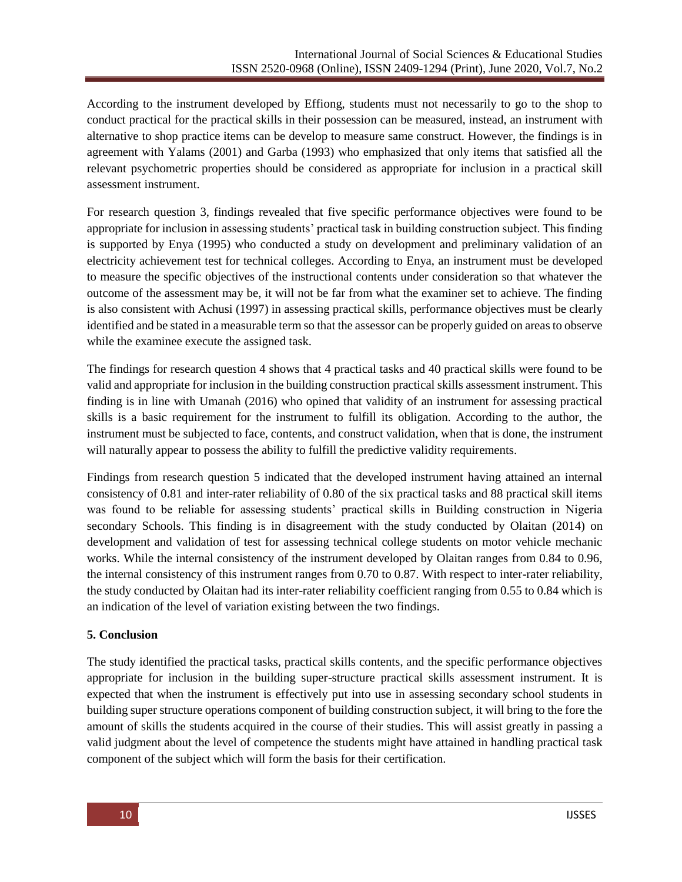According to the instrument developed by Effiong, students must not necessarily to go to the shop to conduct practical for the practical skills in their possession can be measured, instead, an instrument with alternative to shop practice items can be develop to measure same construct. However, the findings is in agreement with Yalams (2001) and Garba (1993) who emphasized that only items that satisfied all the relevant psychometric properties should be considered as appropriate for inclusion in a practical skill assessment instrument.

For research question 3, findings revealed that five specific performance objectives were found to be appropriate for inclusion in assessing students' practical task in building construction subject. This finding is supported by Enya (1995) who conducted a study on development and preliminary validation of an electricity achievement test for technical colleges. According to Enya, an instrument must be developed to measure the specific objectives of the instructional contents under consideration so that whatever the outcome of the assessment may be, it will not be far from what the examiner set to achieve. The finding is also consistent with Achusi (1997) in assessing practical skills, performance objectives must be clearly identified and be stated in a measurable term so that the assessor can be properly guided on areas to observe while the examinee execute the assigned task.

The findings for research question 4 shows that 4 practical tasks and 40 practical skills were found to be valid and appropriate for inclusion in the building construction practical skills assessment instrument. This finding is in line with Umanah (2016) who opined that validity of an instrument for assessing practical skills is a basic requirement for the instrument to fulfill its obligation. According to the author, the instrument must be subjected to face, contents, and construct validation, when that is done, the instrument will naturally appear to possess the ability to fulfill the predictive validity requirements.

Findings from research question 5 indicated that the developed instrument having attained an internal consistency of 0.81 and inter-rater reliability of 0.80 of the six practical tasks and 88 practical skill items was found to be reliable for assessing students' practical skills in Building construction in Nigeria secondary Schools. This finding is in disagreement with the study conducted by Olaitan (2014) on development and validation of test for assessing technical college students on motor vehicle mechanic works. While the internal consistency of the instrument developed by Olaitan ranges from 0.84 to 0.96, the internal consistency of this instrument ranges from 0.70 to 0.87. With respect to inter-rater reliability, the study conducted by Olaitan had its inter-rater reliability coefficient ranging from 0.55 to 0.84 which is an indication of the level of variation existing between the two findings.

## 5. Conclusion

The study identified the practical tasks, practical skills contents, and the specific performance objectives appropriate for inclusion in the building super-structure practical skills assessment instrument. It is expected that when the instrument is effectively put into use in assessing secondary school students in building super structure operations component of building construction subject, it will bring to the fore the amount of skills the students acquired in the course of their studies. This will assist greatly in passing a valid judgment about the level of competence the students might have attained in handling practical task component of the subject which will form the basis for their certification.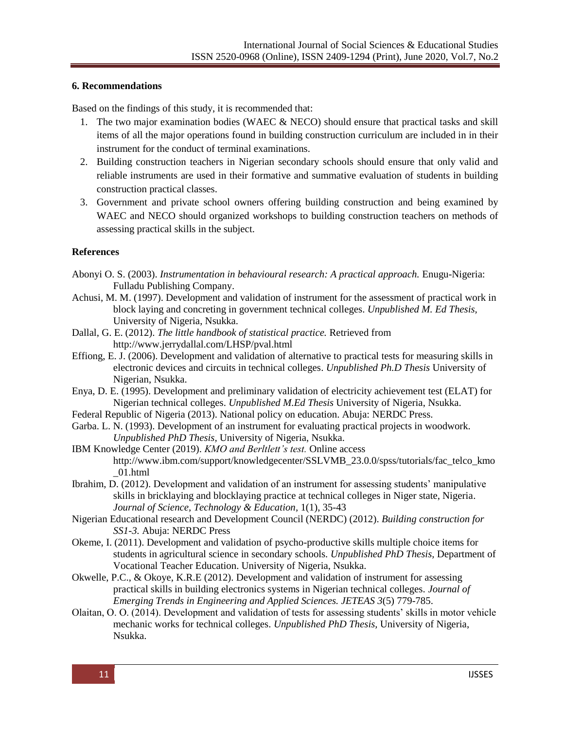## 6. Recommendations

Based on the findings of this study, it is recommended that:

1. The two major examination bodies (WAEC & NECO) should ensure that practical tasks and skill items of all the major operations found in building construction curriculum are included in in their instrument for the conduct of terminal examinations.
2. Building construction teachers in Nigerian secondary schools should ensure that only valid and reliable instruments are used in their formative and summative evaluation of students in building construction practical classes.
3. Government and private school owners offering building construction and being examined by WAEC and NECO should organized workshops to building construction teachers on methods of assessing practical skills in the subject.

## References

Abonyi O. S. (2003). *Instrumentation in behavioural research: A practical approach.* Enugu-Nigeria: Fulladu Publishing Company.

Achusi, M. M. (1997). Development and validation of instrument for the assessment of practical work in block laying and concreting in government technical colleges. *Unpublished M. Ed Thesis*, University of Nigeria, Nsukka.

Dallal, G. E. (2012). *The little handbook of statistical practice.* Retrieved from http://www.jerrydallal.com/LHSP/pval.html

Effiong, E. J. (2006). Development and validation of alternative to practical tests for measuring skills in electronic devices and circuits in technical colleges. *Unpublished Ph.D Thesis* University of Nigerian, Nsukka.

Enya, D. E. (1995). Development and preliminary validation of electricity achievement test (ELAT) for Nigerian technical colleges. *Unpublished M.Ed Thesis* University of Nigeria, Nsukka.

Federal Republic of Nigeria (2013). National policy on education. Abuja: NERDC Press.

Garba. L. N. (1993). Development of an instrument for evaluating practical projects in woodwork. *Unpublished PhD Thesis*, University of Nigeria, Nsukka.

IBM Knowledge Center (2019). *KMO and Berltlett's test.* Online access http://www.ibm.com/support/knowledgecenter/SSLVMB_23.0.0/spss/tutorials/fac_telco_kmo_01.html

Ibrahim, D. (2012). Development and validation of an instrument for assessing students' manipulative skills in bricklaying and blocklaying practice at technical colleges in Niger state, Nigeria. *Journal of Science, Technology & Education,* 1(1), 35-43

Nigerian Educational research and Development Council (NERDC) (2012). *Building construction for SS1-3.* Abuja: NERDC Press

Okeme, I. (2011). Development and validation of psycho-productive skills multiple choice items for students in agricultural science in secondary schools. *Unpublished PhD Thesis*, Department of Vocational Teacher Education. University of Nigeria, Nsukka.

Okwelle, P.C., & Okoye, K.R.E (2012). Development and validation of instrument for assessing practical skills in building electronics systems in Nigerian technical colleges. *Journal of Emerging Trends in Engineering and Applied Sciences. JETEAS 3*(5) 779-785.

Olaitan, O. O. (2014). Development and validation of tests for assessing students' skills in motor vehicle mechanic works for technical colleges. *Unpublished PhD Thesis,* University of Nigeria, Nsukka.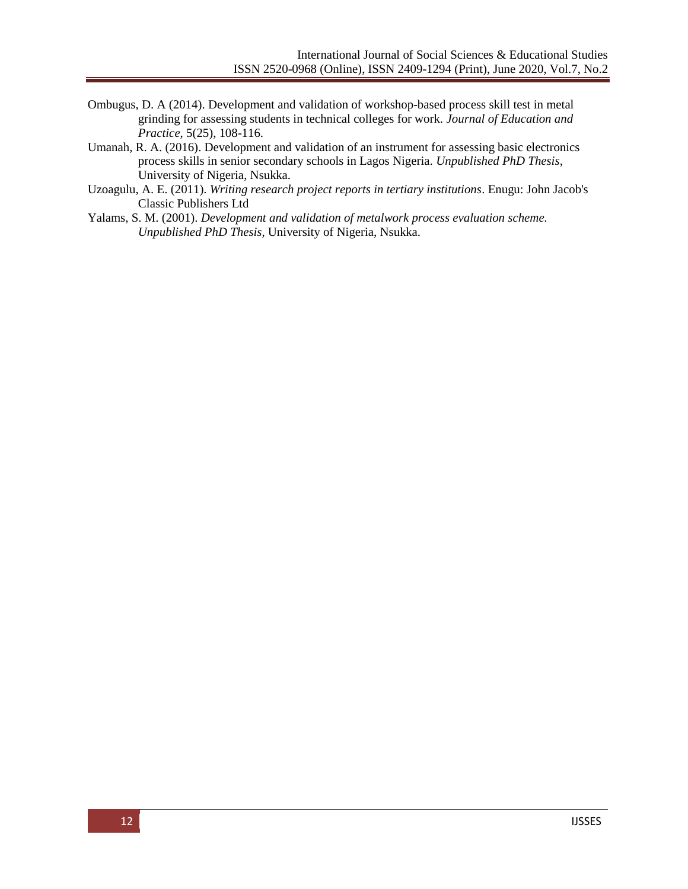Ombugus, D. A (2014). Development and validation of workshop-based process skill test in metal grinding for assessing students in technical colleges for work. *Journal of Education and Practice*, 5(25), 108-116.

Umanah, R. A. (2016). Development and validation of an instrument for assessing basic electronics process skills in senior secondary schools in Lagos Nigeria. *Unpublished PhD Thesis*, University of Nigeria, Nsukka.

Uzoagulu, A. E. (2011). *Writing research project reports in tertiary institutions*. Enugu: John Jacob's Classic Publishers Ltd

Yalams, S. M. (2001). *Development and validation of metalwork process evaluation scheme. Unpublished PhD Thesis,* University of Nigeria, Nsukka.